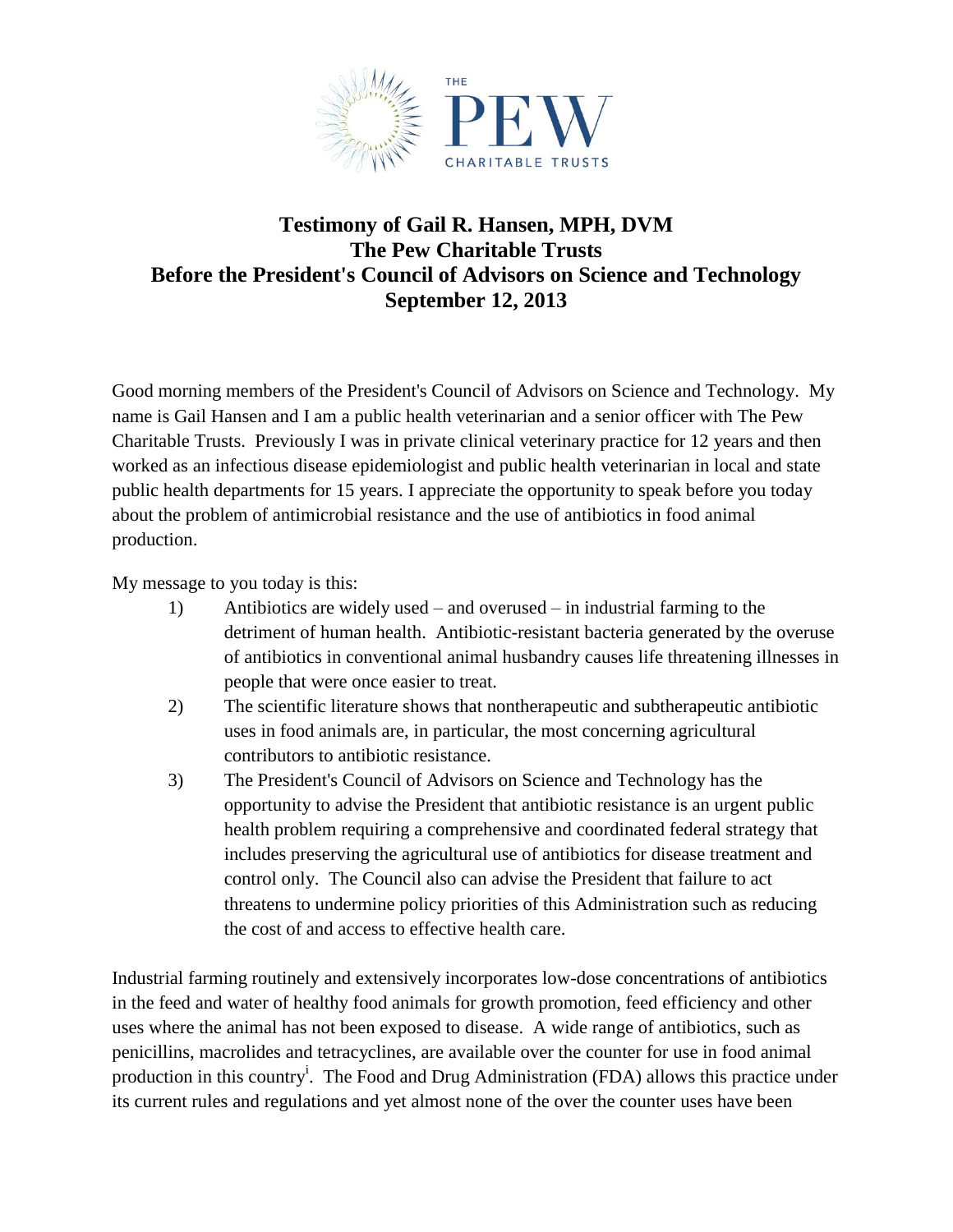# Testimony of Gail R. Hansen, MPH, DVM
# The Pew Charitable Trusts
# Before the President's Council of Advisors on Science and Technology
# September 12, 2013

Good morning members of the President's Council of Advisors on Science and Technology. My name is Gail Hansen and I am a public health veterinarian and a senior officer with The Pew Charitable Trusts. Previously I was in private clinical veterinary practice for 12 years and then worked as an infectious disease epidemiologist and public health veterinarian in local and state public health departments for 15 years. I appreciate the opportunity to speak before you today about the problem of antimicrobial resistance and the use of antibiotics in food animal production.

My message to you today is this:

1) Antibiotics are widely used – and overused – in industrial farming to the detriment of human health. Antibiotic-resistant bacteria generated by the overuse of antibiotics in conventional animal husbandry causes life threatening illnesses in people that were once easier to treat.
2) The scientific literature shows that nontherapeutic and subtherapeutic antibiotic uses in food animals are, in particular, the most concerning agricultural contributors to antibiotic resistance.
3) The President's Council of Advisors on Science and Technology has the opportunity to advise the President that antibiotic resistance is an urgent public health problem requiring a comprehensive and coordinated federal strategy that includes preserving the agricultural use of antibiotics for disease treatment and control only. The Council also can advise the President that failure to act threatens to undermine policy priorities of this Administration such as reducing the cost of and access to effective health care.

Industrial farming routinely and extensively incorporates low-dose concentrations of antibiotics in the feed and water of healthy food animals for growth promotion, feed efficiency and other uses where the animal has not been exposed to disease. A wide range of antibiotics, such as penicillins, macrolides and tetracyclines, are available over the counter for use in food animal production in this country[i]. The Food and Drug Administration (FDA) allows this practice under its current rules and regulations and yet almost none of the over the counter uses have been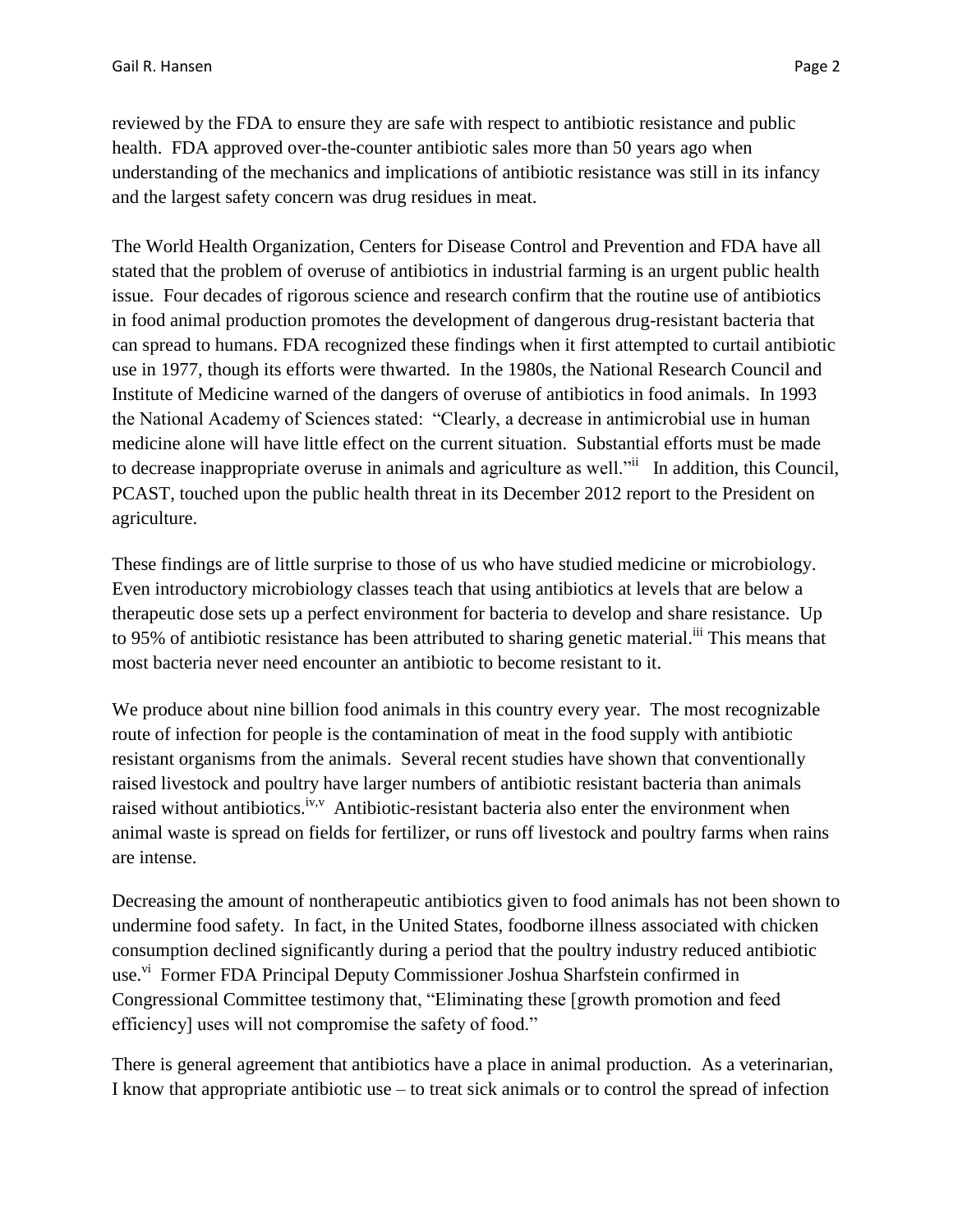reviewed by the FDA to ensure they are safe with respect to antibiotic resistance and public health. FDA approved over-the-counter antibiotic sales more than 50 years ago when understanding of the mechanics and implications of antibiotic resistance was still in its infancy and the largest safety concern was drug residues in meat.

The World Health Organization, Centers for Disease Control and Prevention and FDA have all stated that the problem of overuse of antibiotics in industrial farming is an urgent public health issue. Four decades of rigorous science and research confirm that the routine use of antibiotics in food animal production promotes the development of dangerous drug-resistant bacteria that can spread to humans. FDA recognized these findings when it first attempted to curtail antibiotic use in 1977, though its efforts were thwarted. In the 1980s, the National Research Council and Institute of Medicine warned of the dangers of overuse of antibiotics in food animals. In 1993 the National Academy of Sciences stated: "Clearly, a decrease in antimicrobial use in human medicine alone will have little effect on the current situation. Substantial efforts must be made to decrease inappropriate overuse in animals and agriculture as well."[ii] In addition, this Council, PCAST, touched upon the public health threat in its December 2012 report to the President on agriculture.

These findings are of little surprise to those of us who have studied medicine or microbiology. Even introductory microbiology classes teach that using antibiotics at levels that are below a therapeutic dose sets up a perfect environment for bacteria to develop and share resistance. Up to 95% of antibiotic resistance has been attributed to sharing genetic material.[iii] This means that most bacteria never need encounter an antibiotic to become resistant to it.

We produce about nine billion food animals in this country every year. The most recognizable route of infection for people is the contamination of meat in the food supply with antibiotic resistant organisms from the animals. Several recent studies have shown that conventionally raised livestock and poultry have larger numbers of antibiotic resistant bacteria than animals raised without antibiotics.[iv,v] Antibiotic-resistant bacteria also enter the environment when animal waste is spread on fields for fertilizer, or runs off livestock and poultry farms when rains are intense.

Decreasing the amount of nontherapeutic antibiotics given to food animals has not been shown to undermine food safety. In fact, in the United States, foodborne illness associated with chicken consumption declined significantly during a period that the poultry industry reduced antibiotic use.[vi] Former FDA Principal Deputy Commissioner Joshua Sharfstein confirmed in Congressional Committee testimony that, "Eliminating these [growth promotion and feed efficiency] uses will not compromise the safety of food."

There is general agreement that antibiotics have a place in animal production. As a veterinarian, I know that appropriate antibiotic use – to treat sick animals or to control the spread of infection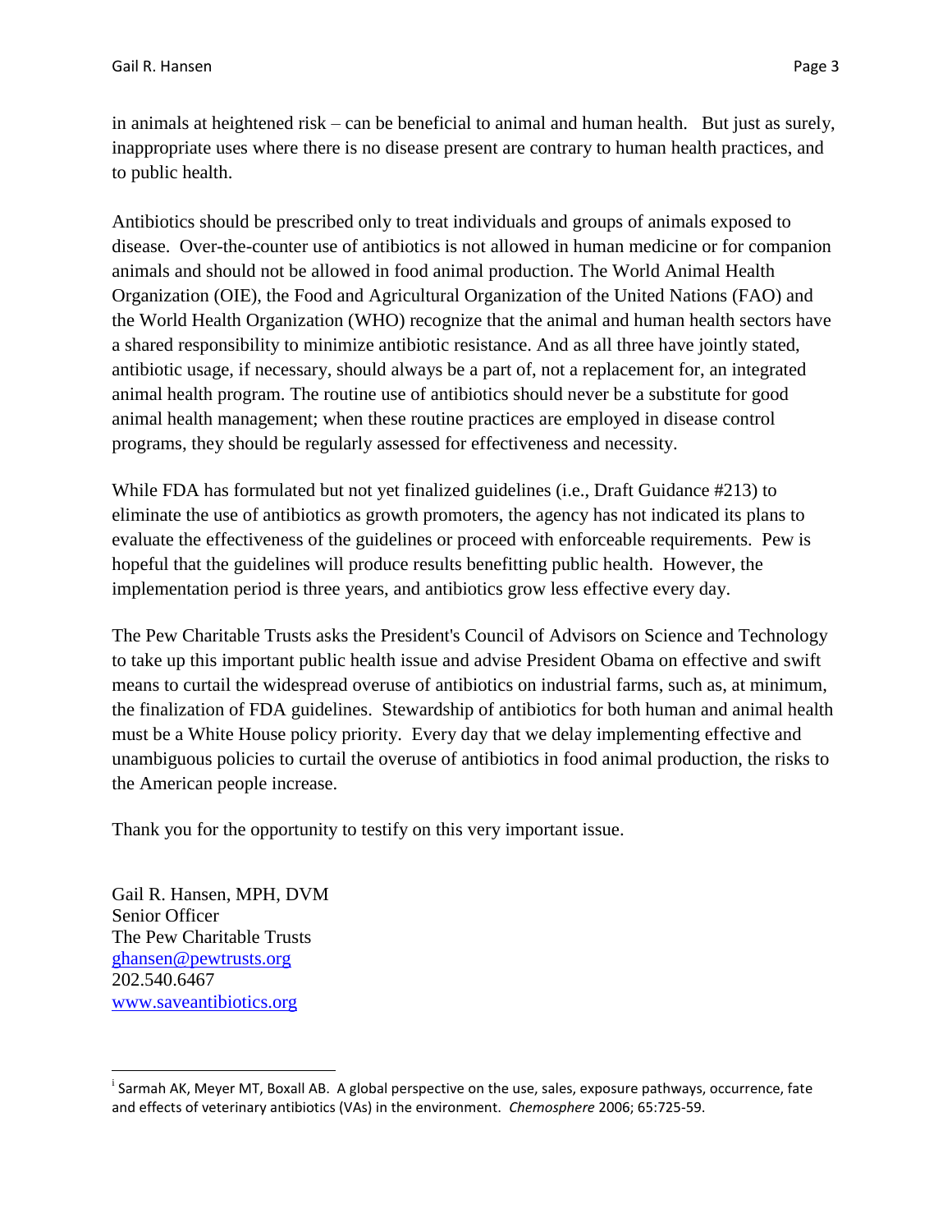in animals at heightened risk – can be beneficial to animal and human health. But just as surely, inappropriate uses where there is no disease present are contrary to human health practices, and to public health.

Antibiotics should be prescribed only to treat individuals and groups of animals exposed to disease. Over-the-counter use of antibiotics is not allowed in human medicine or for companion animals and should not be allowed in food animal production. The World Animal Health Organization (OIE), the Food and Agricultural Organization of the United Nations (FAO) and the World Health Organization (WHO) recognize that the animal and human health sectors have a shared responsibility to minimize antibiotic resistance. And as all three have jointly stated, antibiotic usage, if necessary, should always be a part of, not a replacement for, an integrated animal health program. The routine use of antibiotics should never be a substitute for good animal health management; when these routine practices are employed in disease control programs, they should be regularly assessed for effectiveness and necessity.

While FDA has formulated but not yet finalized guidelines (i.e., Draft Guidance #213) to eliminate the use of antibiotics as growth promoters, the agency has not indicated its plans to evaluate the effectiveness of the guidelines or proceed with enforceable requirements. Pew is hopeful that the guidelines will produce results benefitting public health. However, the implementation period is three years, and antibiotics grow less effective every day.

The Pew Charitable Trusts asks the President's Council of Advisors on Science and Technology to take up this important public health issue and advise President Obama on effective and swift means to curtail the widespread overuse of antibiotics on industrial farms, such as, at minimum, the finalization of FDA guidelines. Stewardship of antibiotics for both human and animal health must be a White House policy priority. Every day that we delay implementing effective and unambiguous policies to curtail the overuse of antibiotics in food animal production, the risks to the American people increase.

Thank you for the opportunity to testify on this very important issue.

Gail R. Hansen, MPH, DVM  
Senior Officer  
The Pew Charitable Trusts  
ghansen@pewtrusts.org  
202.540.6467  
www.saveantibiotics.org

---

[i] Sarmah AK, Meyer MT, Boxall AB. A global perspective on the use, sales, exposure pathways, occurrence, fate and effects of veterinary antibiotics (VAs) in the environment. *Chemosphere* 2006; 65:725-59.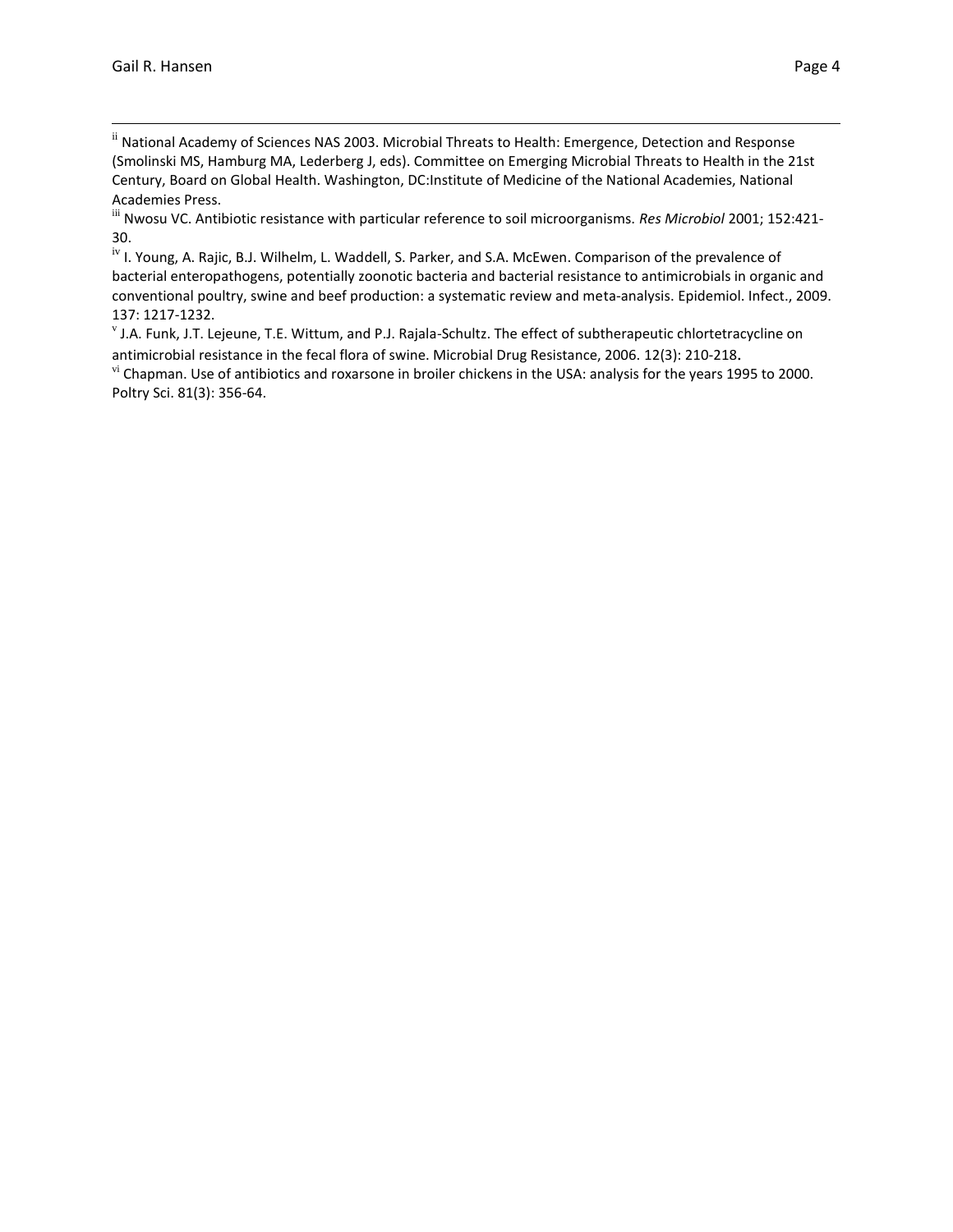[ii] National Academy of Sciences NAS 2003. Microbial Threats to Health: Emergence, Detection and Response (Smolinski MS, Hamburg MA, Lederberg J, eds). Committee on Emerging Microbial Threats to Health in the 21st Century, Board on Global Health. Washington, DC:Institute of Medicine of the National Academies, National Academies Press.

[iii] Nwosu VC. Antibiotic resistance with particular reference to soil microorganisms. *Res Microbiol* 2001; 152:421-30.

[iv] I. Young, A. Rajic, B.J. Wilhelm, L. Waddell, S. Parker, and S.A. McEwen. Comparison of the prevalence of bacterial enteropathogens, potentially zoonotic bacteria and bacterial resistance to antimicrobials in organic and conventional poultry, swine and beef production: a systematic review and meta-analysis. Epidemiol. Infect., 2009. 137: 1217-1232.

[v] J.A. Funk, J.T. Lejeune, T.E. Wittum, and P.J. Rajala-Schultz. The effect of subtherapeutic chlortetracycline on antimicrobial resistance in the fecal flora of swine. Microbial Drug Resistance, 2006. 12(3): 210-218**.**

[vi] Chapman. Use of antibiotics and roxarsone in broiler chickens in the USA: analysis for the years 1995 to 2000. Poltry Sci. 81(3): 356-64.